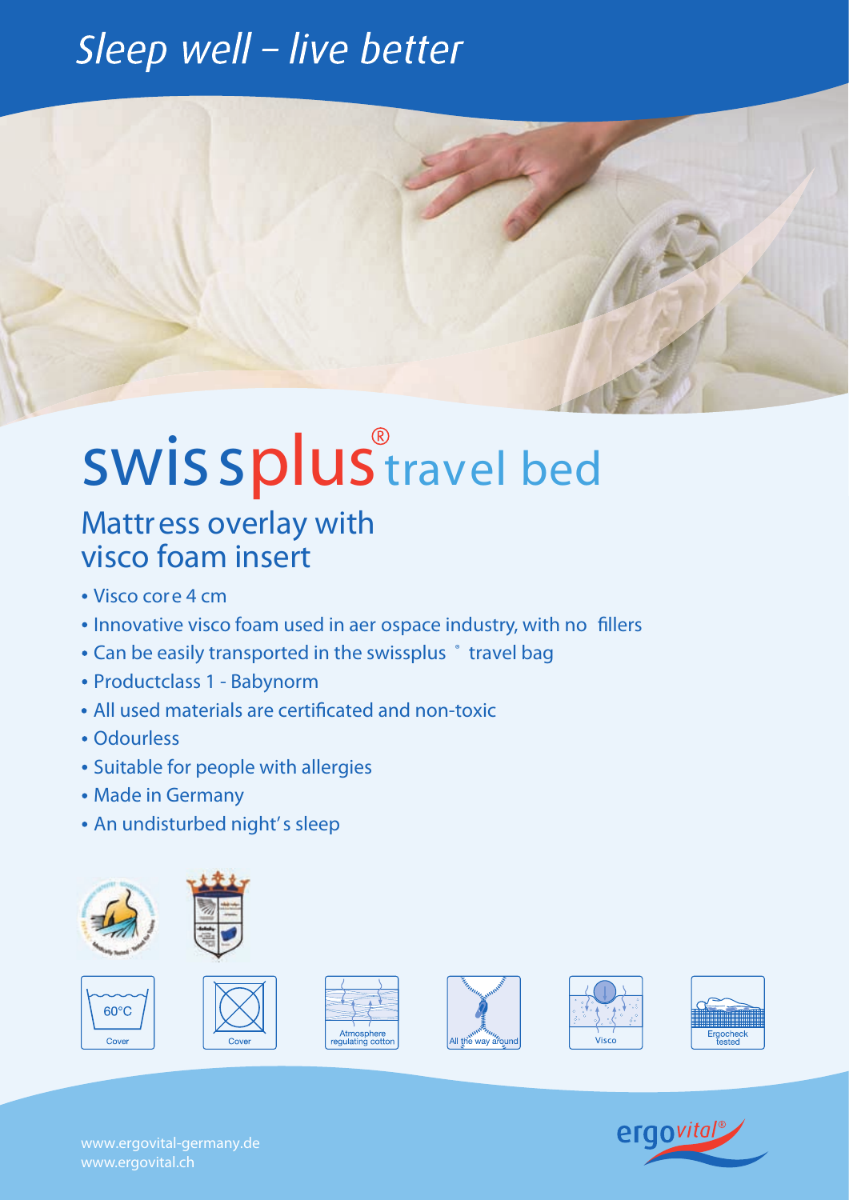# Sleep well – live better

# swissplus® travel bed

## Mattress overlay with visco foam insert

- Visco core 4 cm
- Innovative visco foam used in aerospace industry, with no fillers
- Can be easily transported in the swissplus® travel bag
- Productclass 1 - Babynorm
- All used materials are certificated and non-toxic
- Odourless
- Suitable for people with allergies
- Made in Germany
- An undisturbed night's sleep

60°C Cover | Cover | Atmosphere regulating cotton | All the way around | Visco | Ergocheck tested

www.ergovital-germany.de
www.ergovital.ch

ergovital®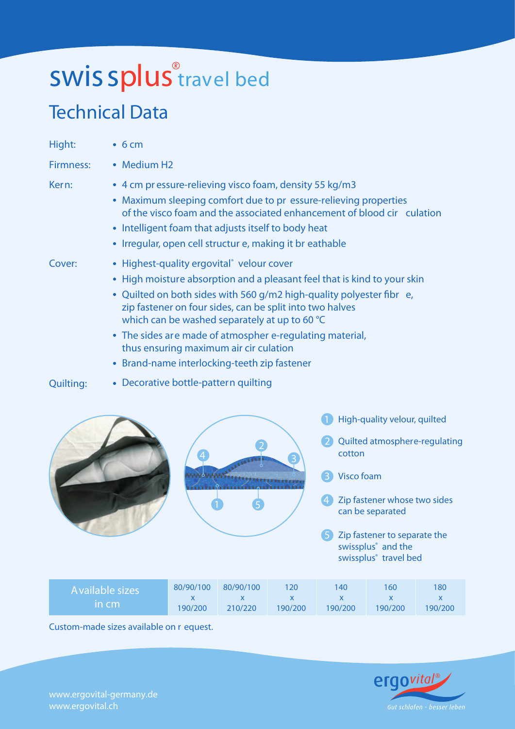# swissplus® travel bed

## Technical Data

Hight: • 6 cm

Firmness: • Medium H2

Kern:
- 4 cm pressure-relieving visco foam, density 55 kg/m3
- Maximum sleeping comfort due to pressure-relieving properties of the visco foam and the associated enhancement of blood circulation
- Intelligent foam that adjusts itself to body heat
- Irregular, open cell structure, making it breathable

Cover:
- Highest-quality ergovital® velour cover
- High moisture absorption and a pleasant feel that is kind to your skin
- Quilted on both sides with 560 g/m2 high-quality polyester fibre, zip fastener on four sides, can be split into two halves which can be washed separately at up to 60 °C
- The sides are made of atmosphere-regulating material, thus ensuring maximum air circulation
- Brand-name interlocking-teeth zip fastener

Quilting:
- Decorative bottle-pattern quilting

1. High-quality velour, quilted
2. Quilted atmosphere-regulating cotton
3. Visco foam
4. Zip fastener whose two sides can be separated
5. Zip fastener to separate the swissplus® and the swissplus® travel bed

| Available sizes in cm | 80/90/100 x 190/200 | 80/90/100 x 210/220 | 120 x 190/200 | 140 x 190/200 | 160 x 190/200 | 180 x 190/200 |
|---|---|---|---|---|---|---|

Custom-made sizes available on request.

www.ergovital-germany.de
www.ergovital.ch

ergovital® Gut schlafen · besser leben